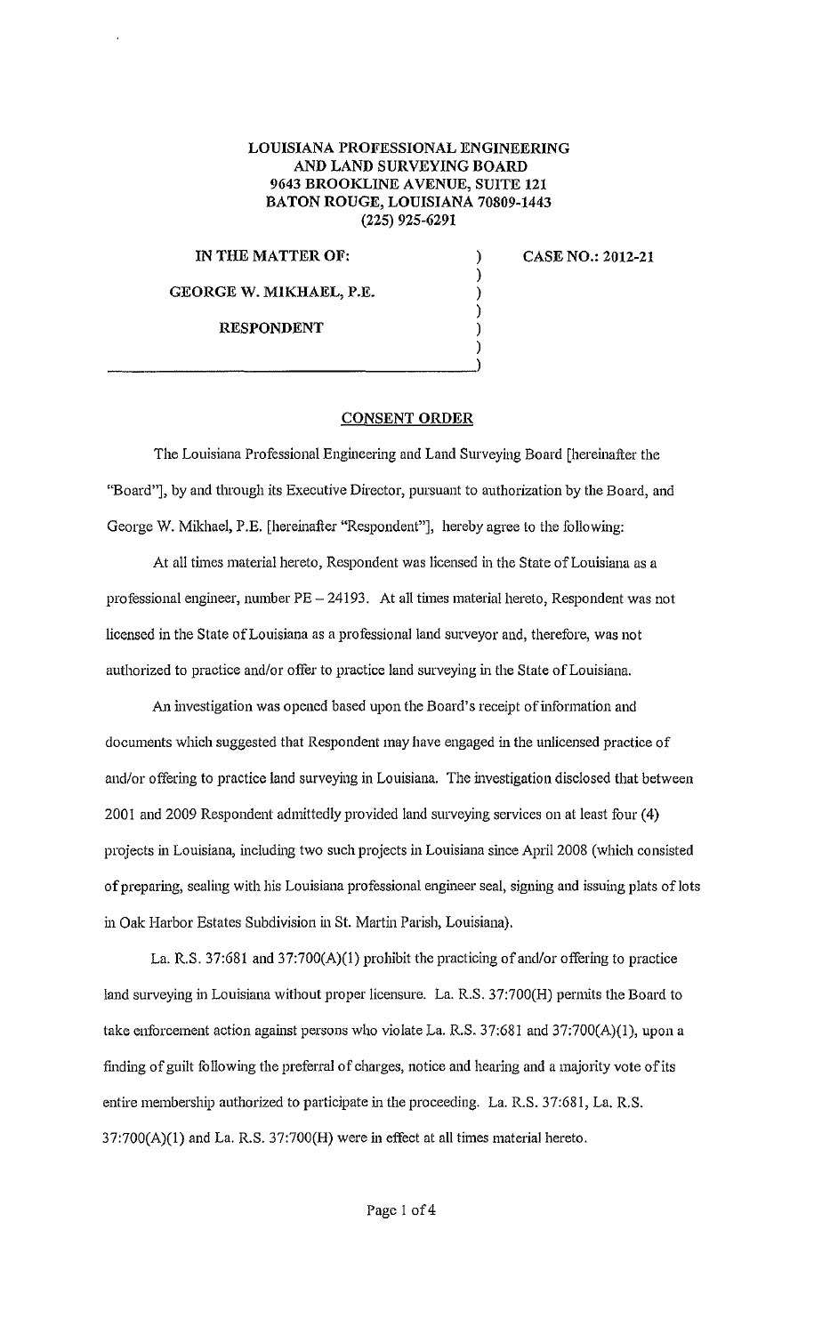**LOUISIANA PROFESSIONAL ENGINEERING AND LAND SURVEYING BOARD**
**9643 BROOKLINE AVENUE, SUITE 121**
**BATON ROUGE, LOUISIANA 70809-1443**
**(225) 925-6291**

**IN THE MATTER OF:**

**GEORGE W. MIKHAEL, P.E.**

**RESPONDENT**

**CASE NO.: 2012-21**

## CONSENT ORDER

The Louisiana Professional Engineering and Land Surveying Board [hereinafter the "Board"], by and through its Executive Director, pursuant to authorization by the Board, and George W. Mikhael, P.E. [hereinafter "Respondent"], hereby agree to the following:

At all times material hereto, Respondent was licensed in the State of Louisiana as a professional engineer, number PE – 24193. At all times material hereto, Respondent was not licensed in the State of Louisiana as a professional land surveyor and, therefore, was not authorized to practice and/or offer to practice land surveying in the State of Louisiana.

An investigation was opened based upon the Board's receipt of information and documents which suggested that Respondent may have engaged in the unlicensed practice of and/or offering to practice land surveying in Louisiana. The investigation disclosed that between 2001 and 2009 Respondent admittedly provided land surveying services on at least four (4) projects in Louisiana, including two such projects in Louisiana since April 2008 (which consisted of preparing, sealing with his Louisiana professional engineer seal, signing and issuing plats of lots in Oak Harbor Estates Subdivision in St. Martin Parish, Louisiana).

La. R.S. 37:681 and 37:700(A)(1) prohibit the practicing of and/or offering to practice land surveying in Louisiana without proper licensure. La. R.S. 37:700(H) permits the Board to take enforcement action against persons who violate La. R.S. 37:681 and 37:700(A)(1), upon a finding of guilt following the preferral of charges, notice and hearing and a majority vote of its entire membership authorized to participate in the proceeding. La. R.S. 37:681, La. R.S. 37:700(A)(1) and La. R.S. 37:700(H) were in effect at all times material hereto.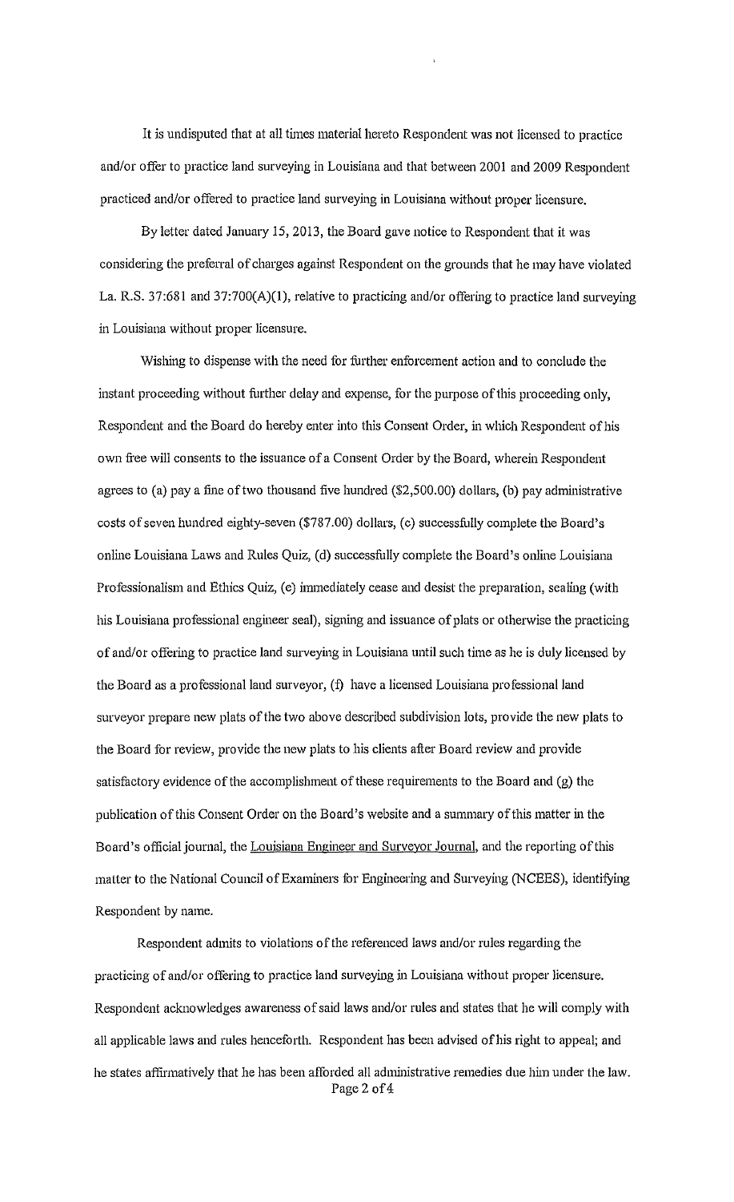It is undisputed that at all times material hereto Respondent was not licensed to practice and/or offer to practice land surveying in Louisiana and that between 2001 and 2009 Respondent practiced and/or offered to practice land surveying in Louisiana without proper licensure.

By letter dated January 15, 2013, the Board gave notice to Respondent that it was considering the preferral of charges against Respondent on the grounds that he may have violated La. R.S. 37:681 and 37:700(A)(1), relative to practicing and/or offering to practice land surveying in Louisiana without proper licensure.

Wishing to dispense with the need for further enforcement action and to conclude the instant proceeding without further delay and expense, for the purpose of this proceeding only, Respondent and the Board do hereby enter into this Consent Order, in which Respondent of his own free will consents to the issuance of a Consent Order by the Board, wherein Respondent agrees to (a) pay a fine of two thousand five hundred ($2,500.00) dollars, (b) pay administrative costs of seven hundred eighty-seven ($787.00) dollars, (c) successfully complete the Board's online Louisiana Laws and Rules Quiz, (d) successfully complete the Board's online Louisiana Professionalism and Ethics Quiz, (e) immediately cease and desist the preparation, sealing (with his Louisiana professional engineer seal), signing and issuance of plats or otherwise the practicing of and/or offering to practice land surveying in Louisiana until such time as he is duly licensed by the Board as a professional land surveyor, (f) have a licensed Louisiana professional land surveyor prepare new plats of the two above described subdivision lots, provide the new plats to the Board for review, provide the new plats to his clients after Board review and provide satisfactory evidence of the accomplishment of these requirements to the Board and (g) the publication of this Consent Order on the Board's website and a summary of this matter in the Board's official journal, the Louisiana Engineer and Surveyor Journal, and the reporting of this matter to the National Council of Examiners for Engineering and Surveying (NCEES), identifying Respondent by name.

Respondent admits to violations of the referenced laws and/or rules regarding the practicing of and/or offering to practice land surveying in Louisiana without proper licensure. Respondent acknowledges awareness of said laws and/or rules and states that he will comply with all applicable laws and rules henceforth. Respondent has been advised of his right to appeal; and he states affirmatively that he has been afforded all administrative remedies due him under the law.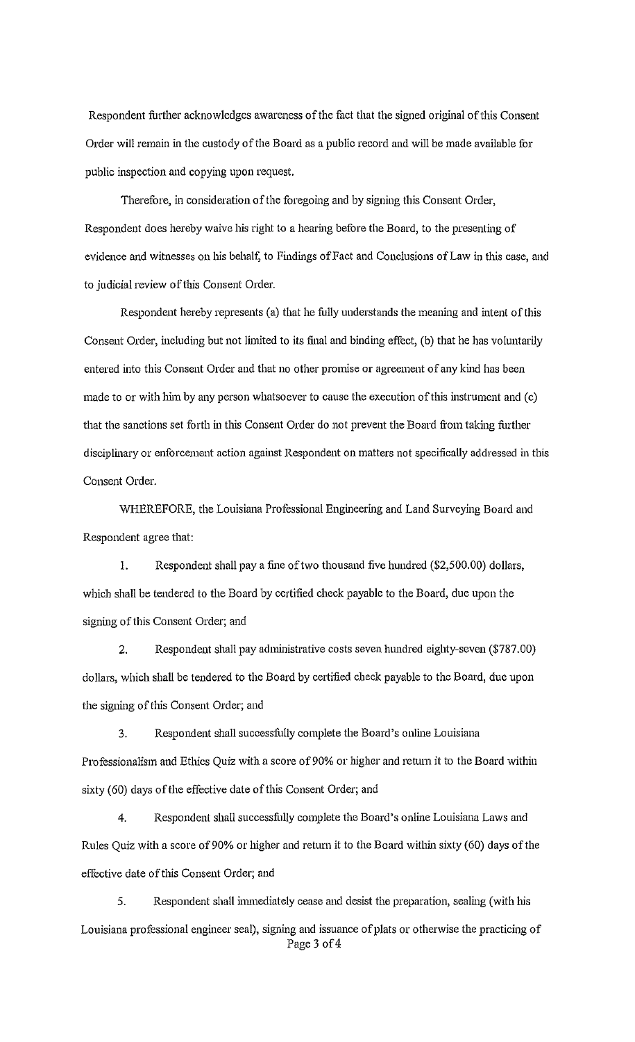Respondent further acknowledges awareness of the fact that the signed original of this Consent Order will remain in the custody of the Board as a public record and will be made available for public inspection and copying upon request.

Therefore, in consideration of the foregoing and by signing this Consent Order, Respondent does hereby waive his right to a hearing before the Board, to the presenting of evidence and witnesses on his behalf, to Findings of Fact and Conclusions of Law in this case, and to judicial review of this Consent Order.

Respondent hereby represents (a) that he fully understands the meaning and intent of this Consent Order, including but not limited to its final and binding effect, (b) that he has voluntarily entered into this Consent Order and that no other promise or agreement of any kind has been made to or with him by any person whatsoever to cause the execution of this instrument and (c) that the sanctions set forth in this Consent Order do not prevent the Board from taking further disciplinary or enforcement action against Respondent on matters not specifically addressed in this Consent Order.

WHEREFORE, the Louisiana Professional Engineering and Land Surveying Board and Respondent agree that:

1. Respondent shall pay a fine of two thousand five hundred ($2,500.00) dollars, which shall be tendered to the Board by certified check payable to the Board, due upon the signing of this Consent Order; and

2. Respondent shall pay administrative costs seven hundred eighty-seven ($787.00) dollars, which shall be tendered to the Board by certified check payable to the Board, due upon the signing of this Consent Order; and

3. Respondent shall successfully complete the Board's online Louisiana Professionalism and Ethics Quiz with a score of 90% or higher and return it to the Board within sixty (60) days of the effective date of this Consent Order; and

4. Respondent shall successfully complete the Board's online Louisiana Laws and Rules Quiz with a score of 90% or higher and return it to the Board within sixty (60) days of the effective date of this Consent Order; and

5. Respondent shall immediately cease and desist the preparation, sealing (with his Louisiana professional engineer seal), signing and issuance of plats or otherwise the practicing of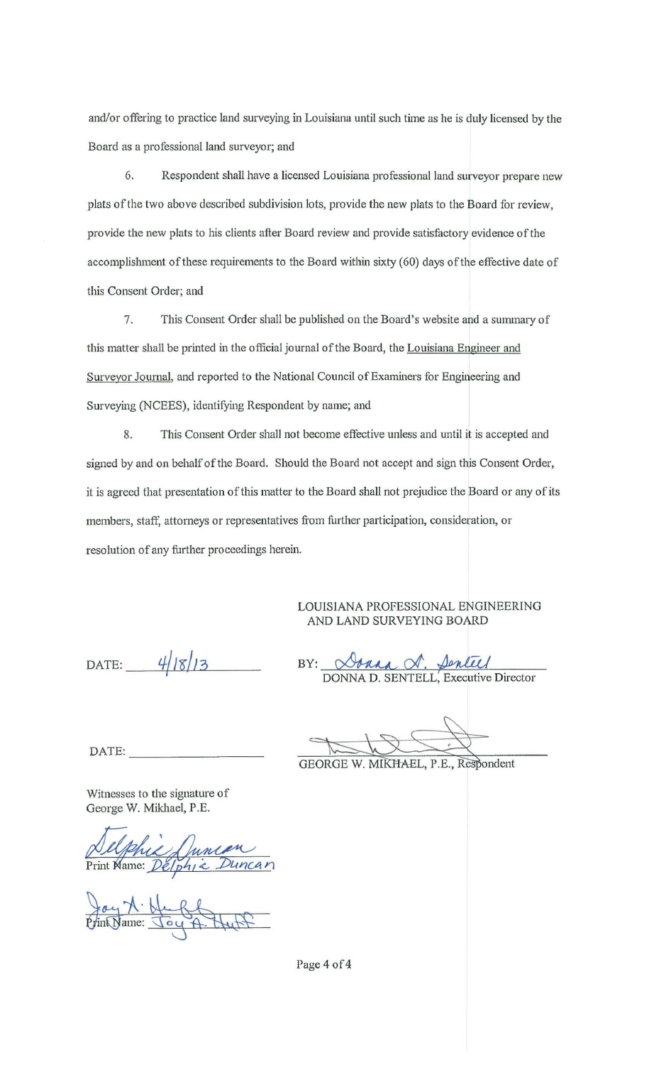and/or offering to practice land surveying in Louisiana until such time as he is duly licensed by the Board as a professional land surveyor; and

6. Respondent shall have a licensed Louisiana professional land surveyor prepare new plats of the two above described subdivision lots, provide the new plats to the Board for review, provide the new plats to his clients after Board review and provide satisfactory evidence of the accomplishment of these requirements to the Board within sixty (60) days of the effective date of this Consent Order; and

7. This Consent Order shall be published on the Board's website and a summary of this matter shall be printed in the official journal of the Board, the Louisiana Engineer and Surveyor Journal, and reported to the National Council of Examiners for Engineering and Surveying (NCEES), identifying Respondent by name; and

8. This Consent Order shall not become effective unless and until it is accepted and signed by and on behalf of the Board. Should the Board not accept and sign this Consent Order, it is agreed that presentation of this matter to the Board shall not prejudice the Board or any of its members, staff, attorneys or representatives from further participation, consideration, or resolution of any further proceedings herein.

LOUISIANA PROFESSIONAL ENGINEERING AND LAND SURVEYING BOARD

DATE: 4/18/13

BY: Donna D. Sentell
DONNA D. SENTELL, Executive Director

DATE: ____________________

GEORGE W. MIKHAEL, P.E., Respondent

Witnesses to the signature of George W. Mikhael, P.E.

Print Name: Delphia Duncan

Print Name: Joy A. Huff